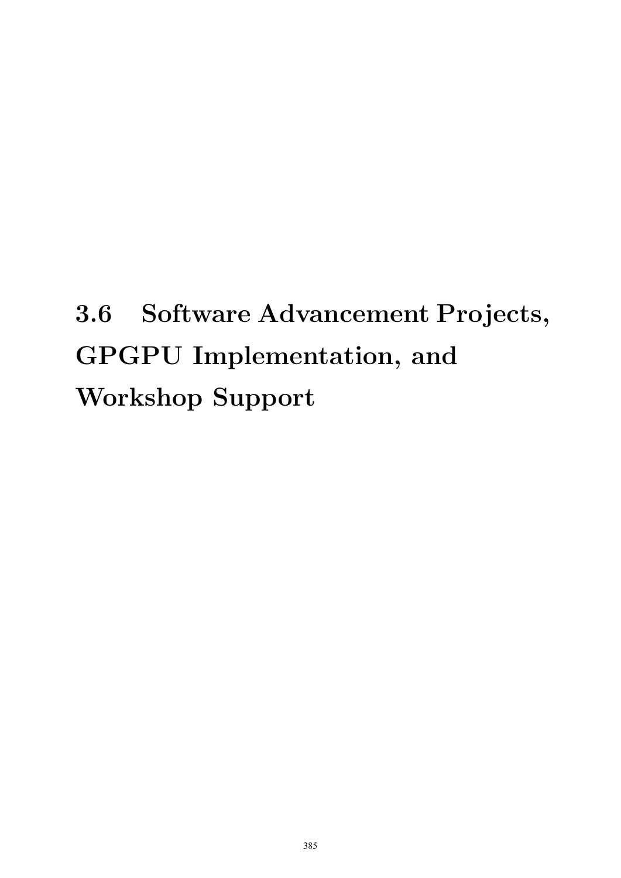## 3.6 Software Advancement Projects, GPGPU Implementation, and Workshop Support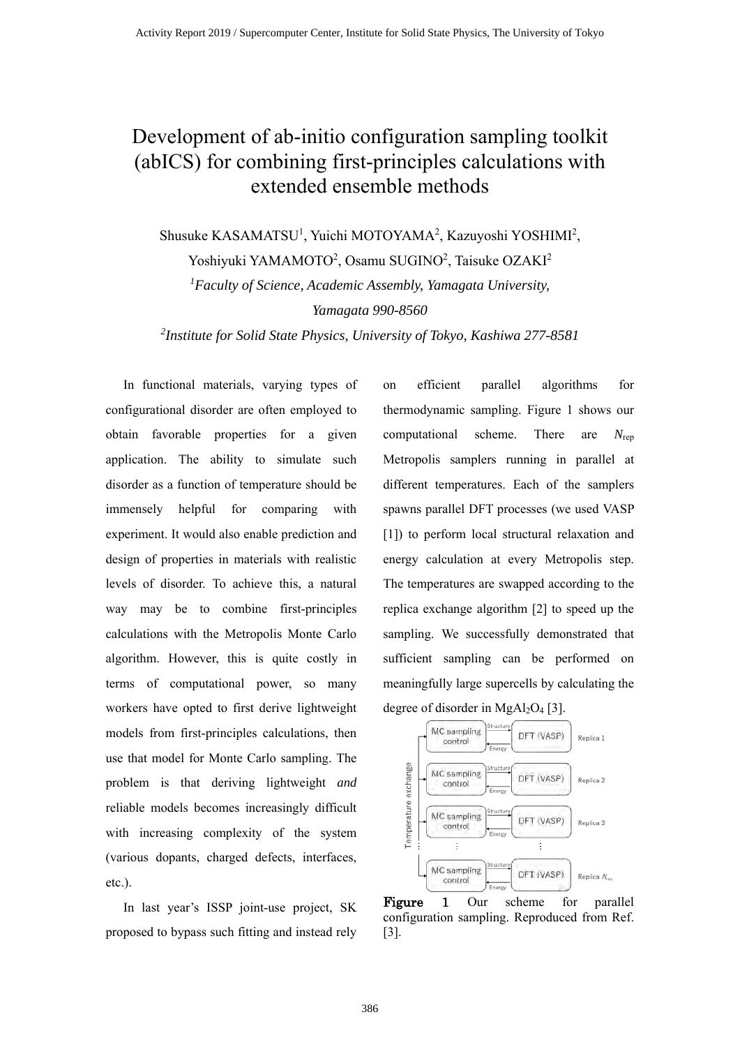# Development of ab-initio configuration sampling toolkit (abICS) for combining first-principles calculations with extended ensemble methods

Shusuke KASAMATSU[1], Yuichi MOTOYAMA[2], Kazuyoshi YOSHIMI[2], Yoshiyuki YAMAMOTO[2], Osamu SUGINO[2], Taisuke OZAKI[2]

[1]*Faculty of Science, Academic Assembly, Yamagata University, Yamagata 990-8560*

[2]*Institute for Solid State Physics, University of Tokyo, Kashiwa 277-8581*

In functional materials, varying types of configurational disorder are often employed to obtain favorable properties for a given application. The ability to simulate such disorder as a function of temperature should be immensely helpful for comparing with experiment. It would also enable prediction and design of properties in materials with realistic levels of disorder. To achieve this, a natural way may be to combine first-principles calculations with the Metropolis Monte Carlo algorithm. However, this is quite costly in terms of computational power, so many workers have opted to first derive lightweight models from first-principles calculations, then use that model for Monte Carlo sampling. The problem is that deriving lightweight *and* reliable models becomes increasingly difficult with increasing complexity of the system (various dopants, charged defects, interfaces, etc.).

In last year's ISSP joint-use project, SK proposed to bypass such fitting and instead rely on efficient parallel algorithms for thermodynamic sampling. Figure 1 shows our computational scheme. There are $N_{\mathrm{rep}}$ Metropolis samplers running in parallel at different temperatures. Each of the samplers spawns parallel DFT processes (we used VASP [1]) to perform local structural relaxation and energy calculation at every Metropolis step. The temperatures are swapped according to the replica exchange algorithm [2] to speed up the sampling. We successfully demonstrated that sufficient sampling can be performed on meaningfully large supercells by calculating the degree of disorder in $MgAl_2O_4$ [3].

**Figure 1** Our scheme for parallel configuration sampling. Reproduced from Ref. [3].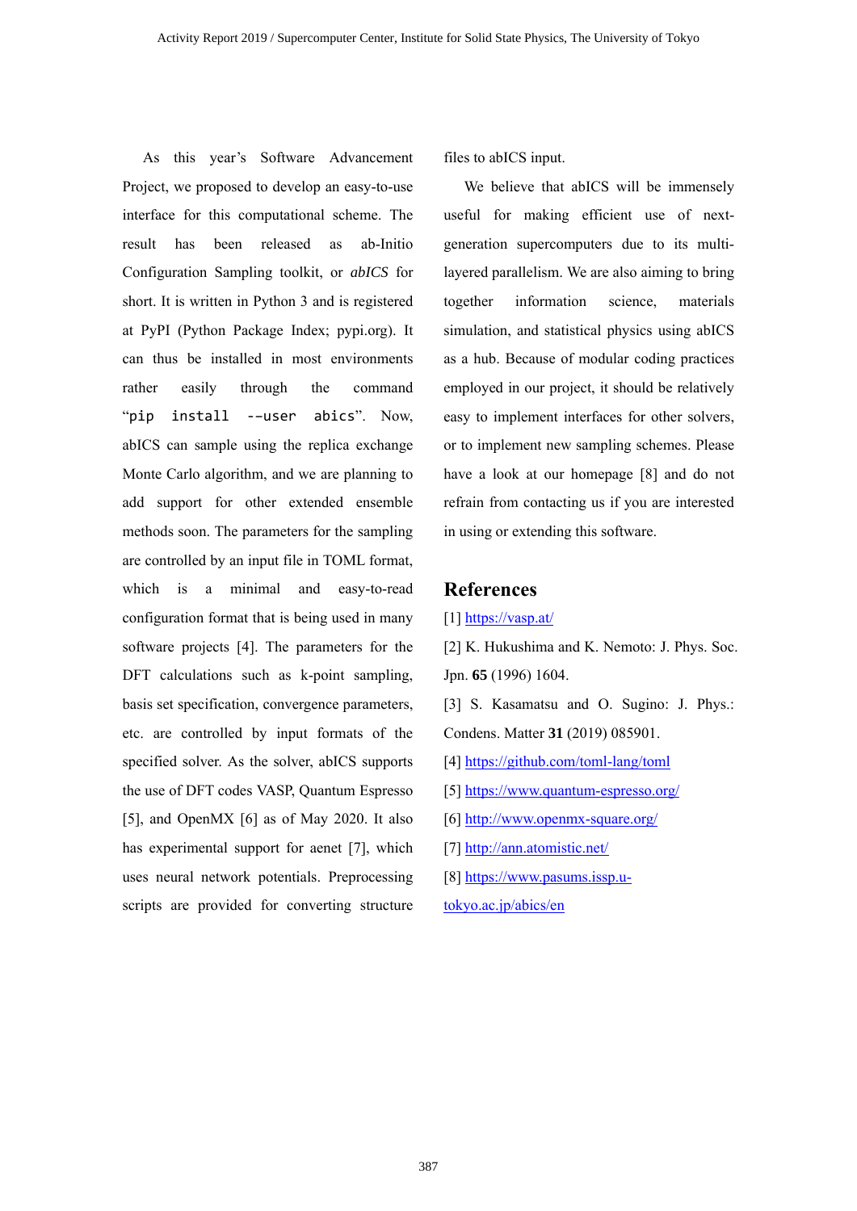As this year's Software Advancement Project, we proposed to develop an easy-to-use interface for this computational scheme. The result has been released as ab-Initio Configuration Sampling toolkit, or *abICS* for short. It is written in Python 3 and is registered at PyPI (Python Package Index; pypi.org). It can thus be installed in most environments rather easily through the command "`pip install --user abics`". Now, abICS can sample using the replica exchange Monte Carlo algorithm, and we are planning to add support for other extended ensemble methods soon. The parameters for the sampling are controlled by an input file in TOML format, which is a minimal and easy-to-read configuration format that is being used in many software projects [4]. The parameters for the DFT calculations such as k-point sampling, basis set specification, convergence parameters, etc. are controlled by input formats of the specified solver. As the solver, abICS supports the use of DFT codes VASP, Quantum Espresso [5], and OpenMX [6] as of May 2020. It also has experimental support for aenet [7], which uses neural network potentials. Preprocessing scripts are provided for converting structure files to abICS input.

We believe that abICS will be immensely useful for making efficient use of next-generation supercomputers due to its multi-layered parallelism. We are also aiming to bring together information science, materials simulation, and statistical physics using abICS as a hub. Because of modular coding practices employed in our project, it should be relatively easy to implement interfaces for other solvers, or to implement new sampling schemes. Please have a look at our homepage [8] and do not refrain from contacting us if you are interested in using or extending this software.

## References

[1] https://vasp.at/

[2] K. Hukushima and K. Nemoto: J. Phys. Soc. Jpn. **65** (1996) 1604.

[3] S. Kasamatsu and O. Sugino: J. Phys.: Condens. Matter **31** (2019) 085901.

[4] https://github.com/toml-lang/toml

[5] https://www.quantum-espresso.org/

[6] http://www.openmx-square.org/

[7] http://ann.atomistic.net/

[8] https://www.pasums.issp.u-tokyo.ac.jp/abics/en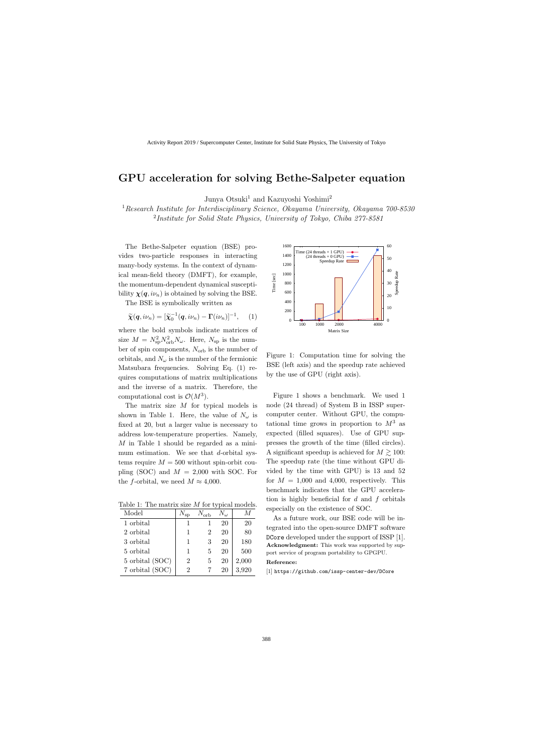# GPU acceleration for solving Bethe-Salpeter equation

Junya Otsuki[1] and Kazuyoshi Yoshimi[2]

[1] *Research Institute for Interdisciplinary Science, Okayama University, Okayama 700-8530*
[2] *Institute for Solid State Physics, University of Tokyo, Chiba 277-8581*

The Bethe-Salpeter equation (BSE) provides two-particle responses in interacting many-body systems. In the context of dynamical mean-field theory (DMFT), for example, the momentum-dependent dynamical susceptibility $\boldsymbol{\chi}(\boldsymbol{q}, i\nu_n)$ is obtained by solving the BSE.

The BSE is symbolically written as

$$\widetilde{\boldsymbol{\chi}}(\boldsymbol{q}, i\nu_n) = [\widetilde{\boldsymbol{\chi}}_0^{-1}(\boldsymbol{q}, i\nu_n) - \boldsymbol{\Gamma}(i\nu_n)]^{-1}, \quad (1)$$

where the bold symbols indicate matrices of size $M = N_{\rm sp}^2 N_{\rm orb}^2 N_\omega$. Here, $N_{\rm sp}$ is the number of spin components, $N_{\rm orb}$ is the number of orbitals, and $N_\omega$ is the number of the fermionic Matsubara frequencies. Solving Eq. (1) requires computations of matrix multiplications and the inverse of a matrix. Therefore, the computational cost is $\mathcal{O}(M^3)$.

The matrix size $M$ for typical models is shown in Table 1. Here, the value of $N_\omega$ is fixed at 20, but a larger value is necessary to address low-temperature properties. Namely, $M$ in Table 1 should be regarded as a minimum estimation. We see that $d$-orbital systems require $M = 500$ without spin-orbit coupling (SOC) and $M = 2{,}000$ with SOC. For the $f$-orbital, we need $M \approx 4{,}000$.

Table 1: The matrix size $M$ for typical models.

| Model | $N_{\rm sp}$ | $N_{\rm orb}$ | $N_\omega$ | $M$ |
|---|---|---|---|---|
| 1 orbital | 1 | 1 | 20 | 20 |
| 2 orbital | 1 | 2 | 20 | 80 |
| 3 orbital | 1 | 3 | 20 | 180 |
| 5 orbital | 1 | 5 | 20 | 500 |
| 5 orbital (SOC) | 2 | 5 | 20 | 2,000 |
| 7 orbital (SOC) | 2 | 7 | 20 | 3,920 |

Figure 1: Computation time for solving the BSE (left axis) and the speedup rate achieved by the use of GPU (right axis).

Figure 1 shows a benchmark. We used 1 node (24 thread) of System B in ISSP supercomputer center. Without GPU, the computational time grows in proportion to $M^3$ as expected (filled squares). Use of GPU suppresses the growth of the time (filled circles). A significant speedup is achieved for $M \gtrsim 100$: The speedup rate (the time without GPU divided by the time with GPU) is 13 and 52 for $M = 1{,}000$ and 4,000, respectively. This benchmark indicates that the GPU acceleration is highly beneficial for $d$ and $f$ orbitals especially on the existence of SOC.

As a future work, our BSE code will be integrated into the open-source DMFT software DCore developed under the support of ISSP [1].

**Acknowledgment:** This work was supported by support service of program portability to GPGPU.

**Reference:**

[1] https://github.com/issp-center-dev/DCore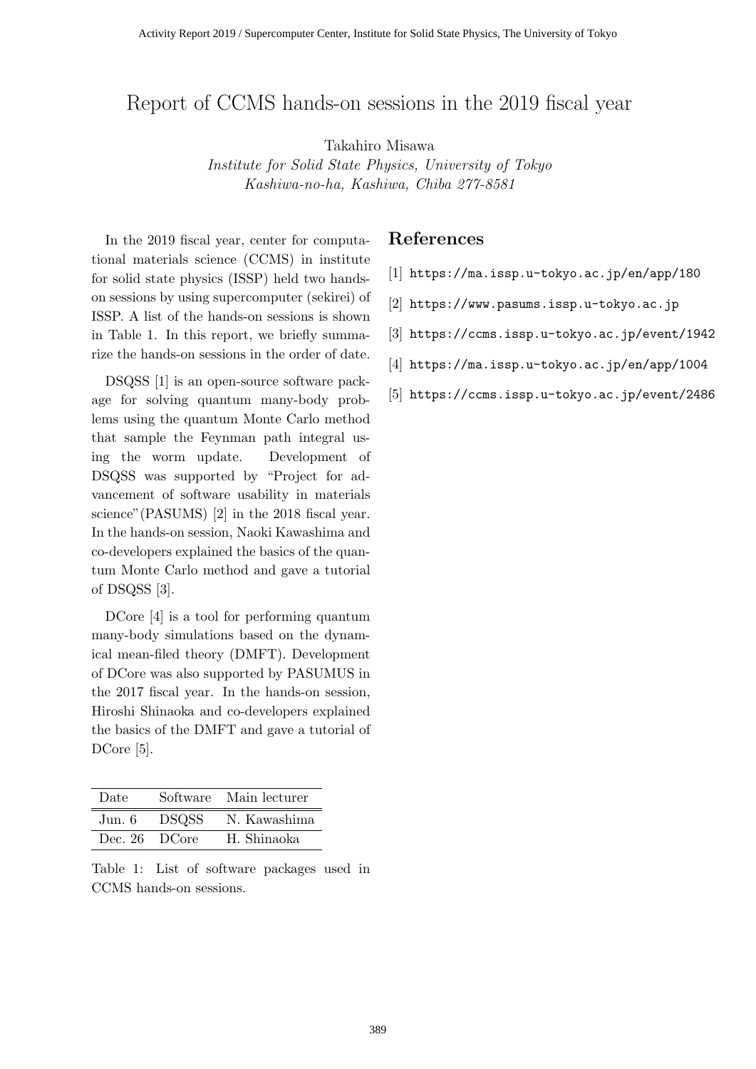# Report of CCMS hands-on sessions in the 2019 fiscal year

Takahiro Misawa

*Institute for Solid State Physics, University of Tokyo*
*Kashiwa-no-ha, Kashiwa, Chiba 277-8581*

In the 2019 fiscal year, center for computational materials science (CCMS) in institute for solid state physics (ISSP) held two hands-on sessions by using supercomputer (sekirei) of ISSP. A list of the hands-on sessions is shown in Table 1. In this report, we briefly summarize the hands-on sessions in the order of date.

DSQSS [1] is an open-source software package for solving quantum many-body problems using the quantum Monte Carlo method that sample the Feynman path integral using the worm update. Development of DSQSS was supported by "Project for advancement of software usability in materials science"(PASUMS) [2] in the 2018 fiscal year. In the hands-on session, Naoki Kawashima and co-developers explained the basics of the quantum Monte Carlo method and gave a tutorial of DSQSS [3].

DCore [4] is a tool for performing quantum many-body simulations based on the dynamical mean-filed theory (DMFT). Development of DCore was also supported by PASUMUS in the 2017 fiscal year. In the hands-on session, Hiroshi Shinaoka and co-developers explained the basics of the DMFT and gave a tutorial of DCore [5].

| Date | Software | Main lecturer |
|---|---|---|
| Jun. 6 | DSQSS | N. Kawashima |
| Dec. 26 | DCore | H. Shinaoka |

Table 1: List of software packages used in CCMS hands-on sessions.

## References

[1] https://ma.issp.u-tokyo.ac.jp/en/app/180

[2] https://www.pasums.issp.u-tokyo.ac.jp

[3] https://ccms.issp.u-tokyo.ac.jp/event/1942

[4] https://ma.issp.u-tokyo.ac.jp/en/app/1004

[5] https://ccms.issp.u-tokyo.ac.jp/event/2486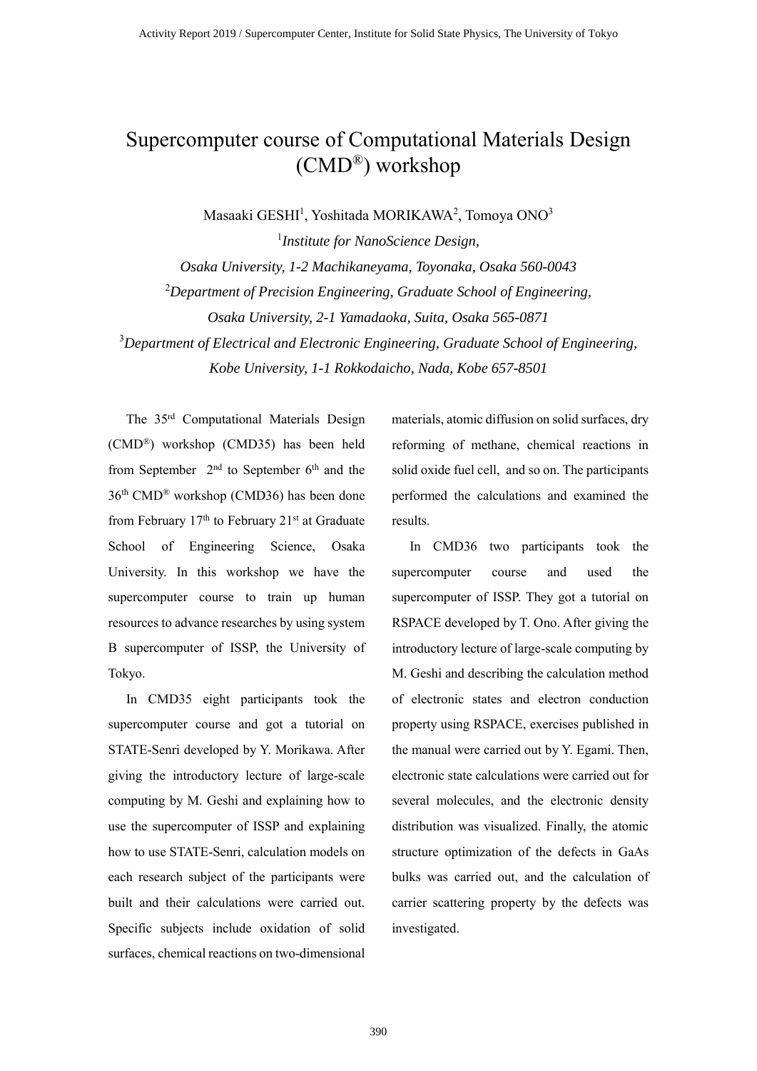# Supercomputer course of Computational Materials Design (CMD®) workshop

Masaaki GESHI[1], Yoshitada MORIKAWA[2], Tomoya ONO[3]

[1]*Institute for NanoScience Design, Osaka University, 1-2 Machikaneyama, Toyonaka, Osaka 560-0043*

[2]*Department of Precision Engineering, Graduate School of Engineering, Osaka University, 2-1 Yamadaoka, Suita, Osaka 565-0871*

[3]*Department of Electrical and Electronic Engineering, Graduate School of Engineering, Kobe University, 1-1 Rokkodaicho, Nada, Kobe 657-8501*

The 35rd Computational Materials Design (CMD®) workshop (CMD35) has been held from September 2nd to September 6th and the 36th CMD® workshop (CMD36) has been done from February 17th to February 21st at Graduate School of Engineering Science, Osaka University. In this workshop we have the supercomputer course to train up human resources to advance researches by using system B supercomputer of ISSP, the University of Tokyo.

In CMD35 eight participants took the supercomputer course and got a tutorial on STATE-Senri developed by Y. Morikawa. After giving the introductory lecture of large-scale computing by M. Geshi and explaining how to use the supercomputer of ISSP and explaining how to use STATE-Senri, calculation models on each research subject of the participants were built and their calculations were carried out. Specific subjects include oxidation of solid surfaces, chemical reactions on two-dimensional materials, atomic diffusion on solid surfaces, dry reforming of methane, chemical reactions in solid oxide fuel cell, and so on. The participants performed the calculations and examined the results.

In CMD36 two participants took the supercomputer course and used the supercomputer of ISSP. They got a tutorial on RSPACE developed by T. Ono. After giving the introductory lecture of large-scale computing by M. Geshi and describing the calculation method of electronic states and electron conduction property using RSPACE, exercises published in the manual were carried out by Y. Egami. Then, electronic state calculations were carried out for several molecules, and the electronic density distribution was visualized. Finally, the atomic structure optimization of the defects in GaAs bulks was carried out, and the calculation of carrier scattering property by the defects was investigated.